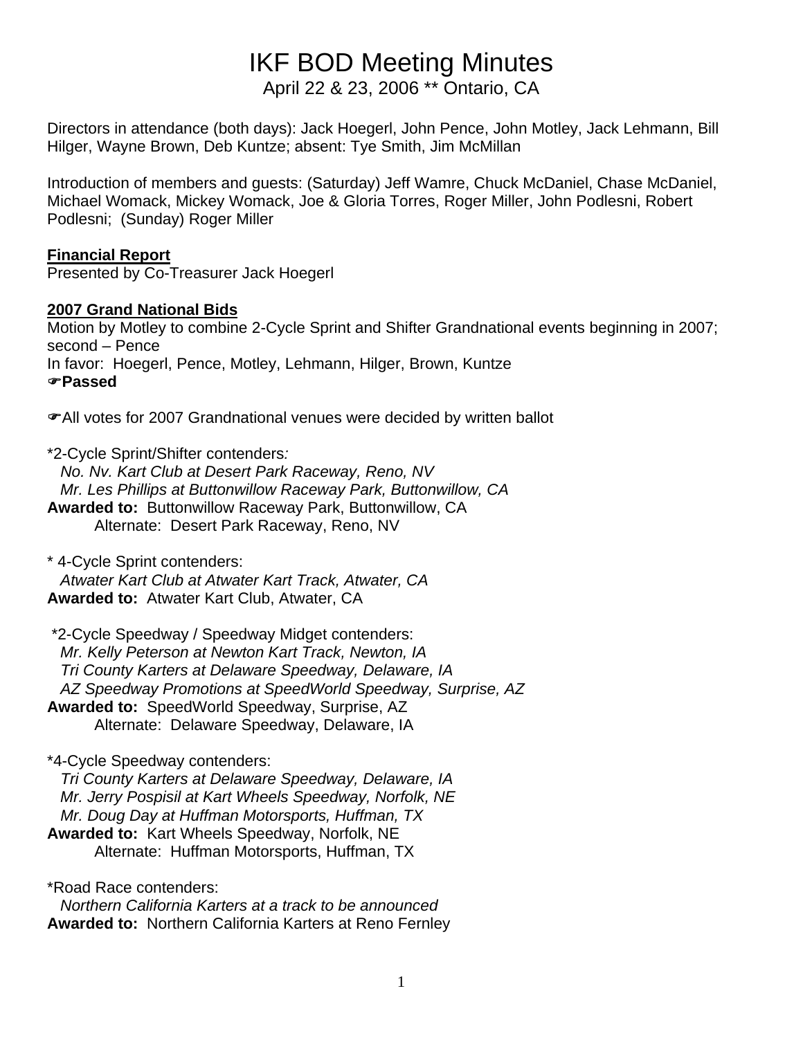# IKF BOD Meeting Minutes

April 22 & 23, 2006 ** Ontario, CA

Directors in attendance (both days): Jack Hoegerl, John Pence, John Motley, Jack Lehmann, Bill Hilger, Wayne Brown, Deb Kuntze; absent: Tye Smith, Jim McMillan

Introduction of members and guests: (Saturday) Jeff Wamre, Chuck McDaniel, Chase McDaniel, Michael Womack, Mickey Womack, Joe & Gloria Torres, Roger Miller, John Podlesni, Robert Podlesni; (Sunday) Roger Miller

**Financial Report**

Presented by Co-Treasurer Jack Hoegerl

**2007 Grand National Bids**

Motion by Motley to combine 2-Cycle Sprint and Shifter Grandnational events beginning in 2007; second – Pence
In favor: Hoegerl, Pence, Motley, Lehmann, Hilger, Brown, Kuntze
☛**Passed**

☛All votes for 2007 Grandnational venues were decided by written ballot

*2-Cycle Sprint/Shifter contenders:
*No. Nv. Kart Club at Desert Park Raceway, Reno, NV*
*Mr. Les Phillips at Buttonwillow Raceway Park, Buttonwillow, CA*
**Awarded to:** Buttonwillow Raceway Park, Buttonwillow, CA
Alternate: Desert Park Raceway, Reno, NV

* 4-Cycle Sprint contenders:
*Atwater Kart Club at Atwater Kart Track, Atwater, CA*
**Awarded to:** Atwater Kart Club, Atwater, CA

*2-Cycle Speedway / Speedway Midget contenders:
*Mr. Kelly Peterson at Newton Kart Track, Newton, IA*
*Tri County Karters at Delaware Speedway, Delaware, IA*
*AZ Speedway Promotions at SpeedWorld Speedway, Surprise, AZ*
**Awarded to:** SpeedWorld Speedway, Surprise, AZ
Alternate: Delaware Speedway, Delaware, IA

*4-Cycle Speedway contenders:
*Tri County Karters at Delaware Speedway, Delaware, IA*
*Mr. Jerry Pospisil at Kart Wheels Speedway, Norfolk, NE*
*Mr. Doug Day at Huffman Motorsports, Huffman, TX*
**Awarded to:** Kart Wheels Speedway, Norfolk, NE
Alternate: Huffman Motorsports, Huffman, TX

*Road Race contenders:
*Northern California Karters at a track to be announced*
**Awarded to:** Northern California Karters at Reno Fernley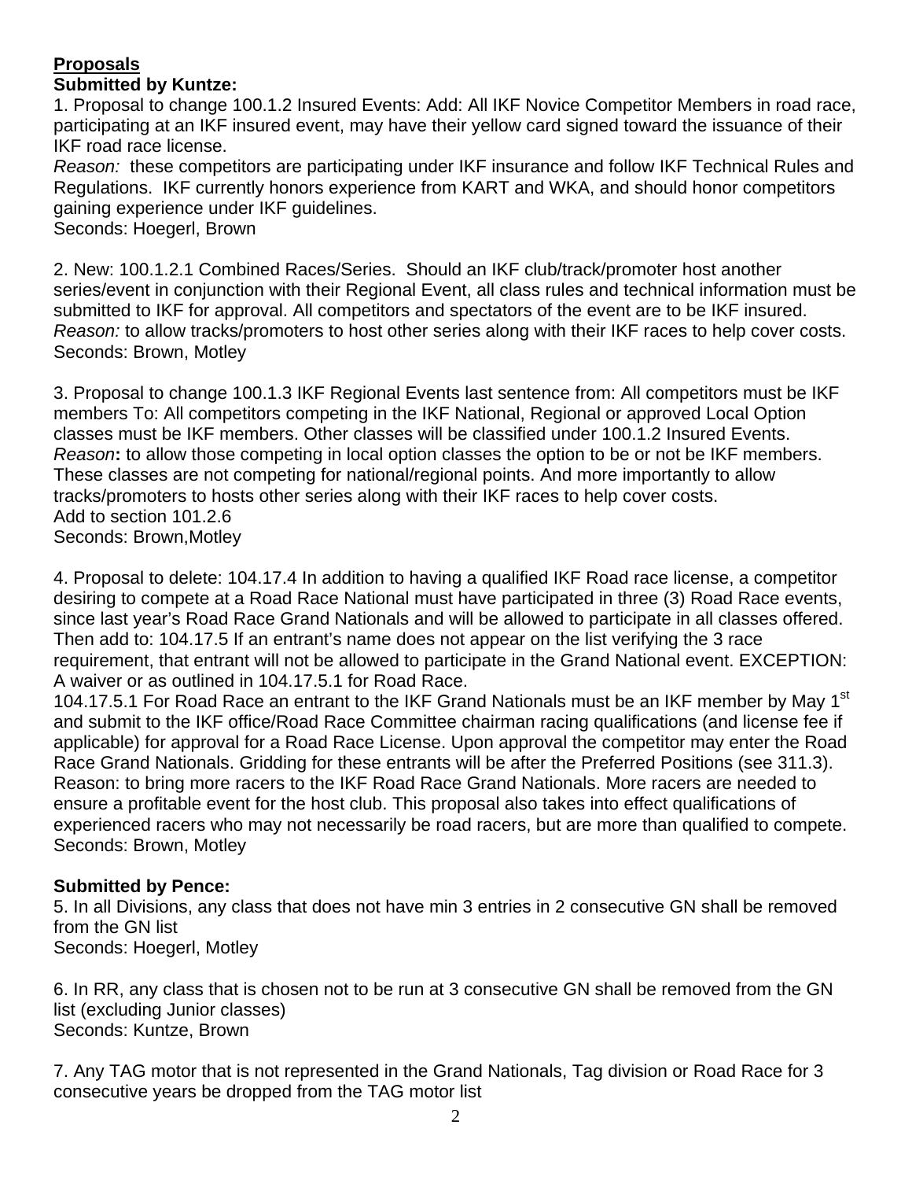**Proposals**

**Submitted by Kuntze:**

1. Proposal to change 100.1.2 Insured Events: Add: All IKF Novice Competitor Members in road race, participating at an IKF insured event, may have their yellow card signed toward the issuance of their IKF road race license.
*Reason:* these competitors are participating under IKF insurance and follow IKF Technical Rules and Regulations. IKF currently honors experience from KART and WKA, and should honor competitors gaining experience under IKF guidelines.
Seconds: Hoegerl, Brown

2. New: 100.1.2.1 Combined Races/Series. Should an IKF club/track/promoter host another series/event in conjunction with their Regional Event, all class rules and technical information must be submitted to IKF for approval. All competitors and spectators of the event are to be IKF insured.
*Reason:* to allow tracks/promoters to host other series along with their IKF races to help cover costs.
Seconds: Brown, Motley

3. Proposal to change 100.1.3 IKF Regional Events last sentence from: All competitors must be IKF members To: All competitors competing in the IKF National, Regional or approved Local Option classes must be IKF members. Other classes will be classified under 100.1.2 Insured Events.
*Reason***:** to allow those competing in local option classes the option to be or not be IKF members. These classes are not competing for national/regional points. And more importantly to allow tracks/promoters to hosts other series along with their IKF races to help cover costs.
Add to section 101.2.6
Seconds: Brown,Motley

4. Proposal to delete: 104.17.4 In addition to having a qualified IKF Road race license, a competitor desiring to compete at a Road Race National must have participated in three (3) Road Race events, since last year's Road Race Grand Nationals and will be allowed to participate in all classes offered. Then add to: 104.17.5 If an entrant's name does not appear on the list verifying the 3 race requirement, that entrant will not be allowed to participate in the Grand National event. EXCEPTION: A waiver or as outlined in 104.17.5.1 for Road Race.
104.17.5.1 For Road Race an entrant to the IKF Grand Nationals must be an IKF member by May 1st and submit to the IKF office/Road Race Committee chairman racing qualifications (and license fee if applicable) for approval for a Road Race License. Upon approval the competitor may enter the Road Race Grand Nationals. Gridding for these entrants will be after the Preferred Positions (see 311.3).
Reason: to bring more racers to the IKF Road Race Grand Nationals. More racers are needed to ensure a profitable event for the host club. This proposal also takes into effect qualifications of experienced racers who may not necessarily be road racers, but are more than qualified to compete.
Seconds: Brown, Motley

**Submitted by Pence:**

5. In all Divisions, any class that does not have min 3 entries in 2 consecutive GN shall be removed from the GN list
Seconds: Hoegerl, Motley

6. In RR, any class that is chosen not to be run at 3 consecutive GN shall be removed from the GN list (excluding Junior classes)
Seconds: Kuntze, Brown

7. Any TAG motor that is not represented in the Grand Nationals, Tag division or Road Race for 3 consecutive years be dropped from the TAG motor list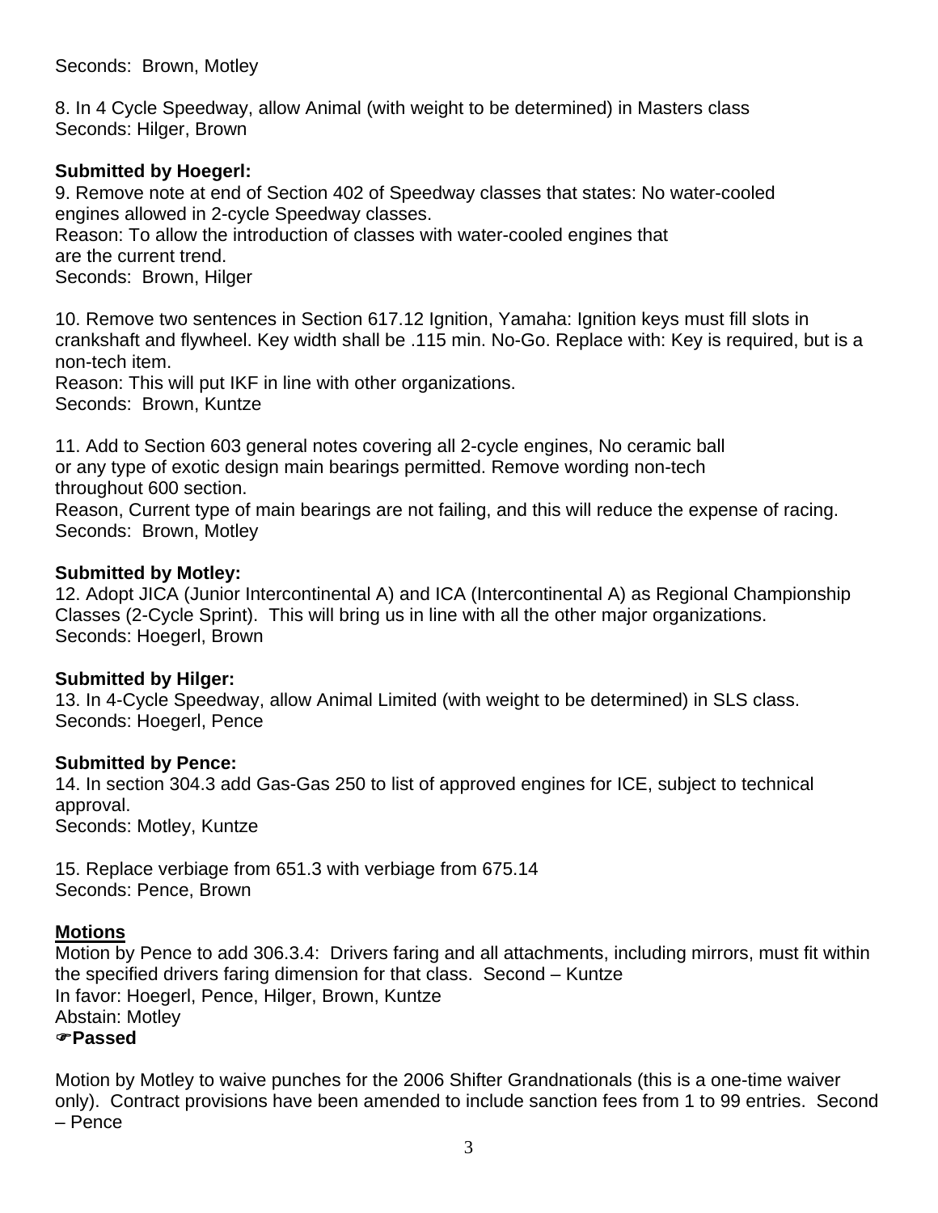Seconds: Brown, Motley

8. In 4 Cycle Speedway, allow Animal (with weight to be determined) in Masters class
Seconds: Hilger, Brown

**Submitted by Hoegerl:**

9. Remove note at end of Section 402 of Speedway classes that states: No water-cooled engines allowed in 2-cycle Speedway classes.
Reason: To allow the introduction of classes with water-cooled engines that are the current trend.
Seconds: Brown, Hilger

10. Remove two sentences in Section 617.12 Ignition, Yamaha: Ignition keys must fill slots in crankshaft and flywheel. Key width shall be .115 min. No-Go. Replace with: Key is required, but is a non-tech item.
Reason: This will put IKF in line with other organizations.
Seconds: Brown, Kuntze

11. Add to Section 603 general notes covering all 2-cycle engines, No ceramic ball or any type of exotic design main bearings permitted. Remove wording non-tech throughout 600 section.
Reason, Current type of main bearings are not failing, and this will reduce the expense of racing.
Seconds: Brown, Motley

**Submitted by Motley:**

12. Adopt JICA (Junior Intercontinental A) and ICA (Intercontinental A) as Regional Championship Classes (2-Cycle Sprint). This will bring us in line with all the other major organizations.
Seconds: Hoegerl, Brown

**Submitted by Hilger:**

13. In 4-Cycle Speedway, allow Animal Limited (with weight to be determined) in SLS class.
Seconds: Hoegerl, Pence

**Submitted by Pence:**

14. In section 304.3 add Gas-Gas 250 to list of approved engines for ICE, subject to technical approval.
Seconds: Motley, Kuntze

15. Replace verbiage from 651.3 with verbiage from 675.14
Seconds: Pence, Brown

**Motions**

Motion by Pence to add 306.3.4: Drivers faring and all attachments, including mirrors, must fit within the specified drivers faring dimension for that class. Second – Kuntze
In favor: Hoegerl, Pence, Hilger, Brown, Kuntze
Abstain: Motley
☞**Passed**

Motion by Motley to waive punches for the 2006 Shifter Grandnationals (this is a one-time waiver only). Contract provisions have been amended to include sanction fees from 1 to 99 entries. Second – Pence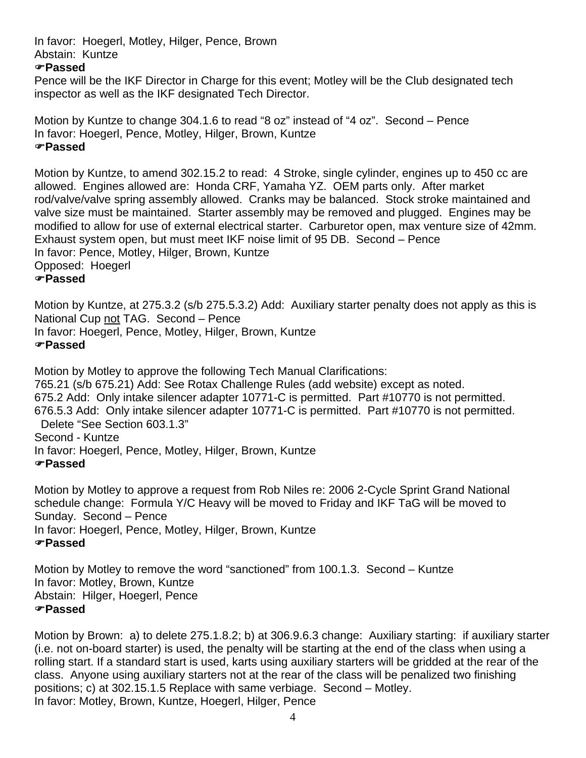In favor: Hoegerl, Motley, Hilger, Pence, Brown
Abstain: Kuntze
☞**Passed**
Pence will be the IKF Director in Charge for this event; Motley will be the Club designated tech inspector as well as the IKF designated Tech Director.

Motion by Kuntze to change 304.1.6 to read "8 oz" instead of "4 oz". Second – Pence
In favor: Hoegerl, Pence, Motley, Hilger, Brown, Kuntze
☞**Passed**

Motion by Kuntze, to amend 302.15.2 to read: 4 Stroke, single cylinder, engines up to 450 cc are allowed. Engines allowed are: Honda CRF, Yamaha YZ. OEM parts only. After market rod/valve/valve spring assembly allowed. Cranks may be balanced. Stock stroke maintained and valve size must be maintained. Starter assembly may be removed and plugged. Engines may be modified to allow for use of external electrical starter. Carburetor open, max venture size of 42mm. Exhaust system open, but must meet IKF noise limit of 95 DB. Second – Pence
In favor: Pence, Motley, Hilger, Brown, Kuntze
Opposed: Hoegerl
☞**Passed**

Motion by Kuntze, at 275.3.2 (s/b 275.5.3.2) Add: Auxiliary starter penalty does not apply as this is National Cup <u>not</u> TAG. Second – Pence
In favor: Hoegerl, Pence, Motley, Hilger, Brown, Kuntze
☞**Passed**

Motion by Motley to approve the following Tech Manual Clarifications:
765.21 (s/b 675.21) Add: See Rotax Challenge Rules (add website) except as noted.
675.2 Add: Only intake silencer adapter 10771-C is permitted. Part #10770 is not permitted.
676.5.3 Add: Only intake silencer adapter 10771-C is permitted. Part #10770 is not permitted.
Delete "See Section 603.1.3"
Second - Kuntze
In favor: Hoegerl, Pence, Motley, Hilger, Brown, Kuntze
☞**Passed**

Motion by Motley to approve a request from Rob Niles re: 2006 2-Cycle Sprint Grand National schedule change: Formula Y/C Heavy will be moved to Friday and IKF TaG will be moved to Sunday. Second – Pence
In favor: Hoegerl, Pence, Motley, Hilger, Brown, Kuntze
☞**Passed**

Motion by Motley to remove the word "sanctioned" from 100.1.3. Second – Kuntze
In favor: Motley, Brown, Kuntze
Abstain: Hilger, Hoegerl, Pence
☞**Passed**

Motion by Brown: a) to delete 275.1.8.2; b) at 306.9.6.3 change: Auxiliary starting: if auxiliary starter (i.e. not on-board starter) is used, the penalty will be starting at the end of the class when using a rolling start. If a standard start is used, karts using auxiliary starters will be gridded at the rear of the class. Anyone using auxiliary starters not at the rear of the class will be penalized two finishing positions; c) at 302.15.1.5 Replace with same verbiage. Second – Motley.
In favor: Motley, Brown, Kuntze, Hoegerl, Hilger, Pence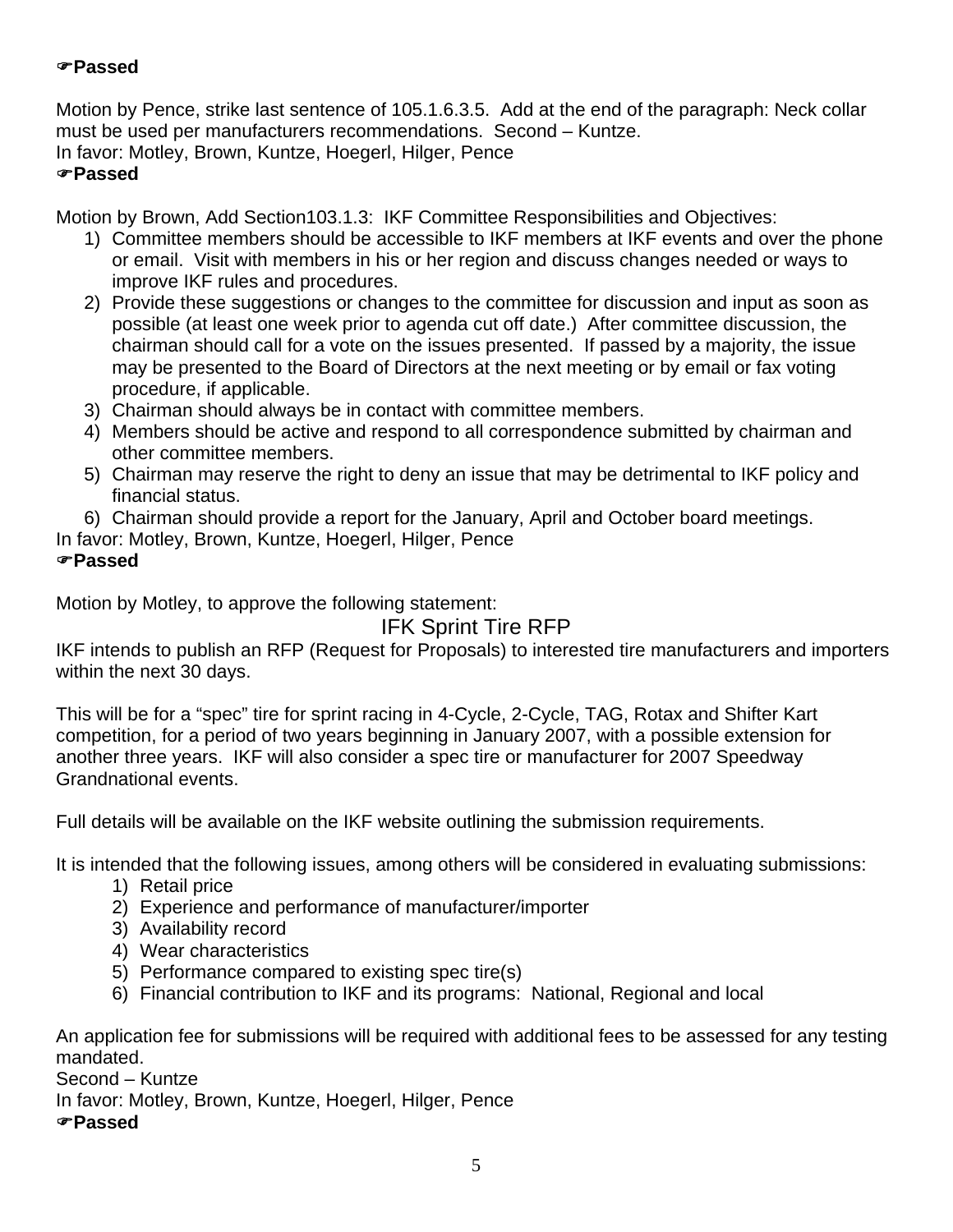☞**Passed**

Motion by Pence, strike last sentence of 105.1.6.3.5. Add at the end of the paragraph: Neck collar must be used per manufacturers recommendations. Second – Kuntze.
In favor: Motley, Brown, Kuntze, Hoegerl, Hilger, Pence
☞**Passed**

Motion by Brown, Add Section103.1.3: IKF Committee Responsibilities and Objectives:

1) Committee members should be accessible to IKF members at IKF events and over the phone or email. Visit with members in his or her region and discuss changes needed or ways to improve IKF rules and procedures.
2) Provide these suggestions or changes to the committee for discussion and input as soon as possible (at least one week prior to agenda cut off date.) After committee discussion, the chairman should call for a vote on the issues presented. If passed by a majority, the issue may be presented to the Board of Directors at the next meeting or by email or fax voting procedure, if applicable.
3) Chairman should always be in contact with committee members.
4) Members should be active and respond to all correspondence submitted by chairman and other committee members.
5) Chairman may reserve the right to deny an issue that may be detrimental to IKF policy and financial status.
6) Chairman should provide a report for the January, April and October board meetings.

In favor: Motley, Brown, Kuntze, Hoegerl, Hilger, Pence
☞**Passed**

Motion by Motley, to approve the following statement:

## IFK Sprint Tire RFP

IKF intends to publish an RFP (Request for Proposals) to interested tire manufacturers and importers within the next 30 days.

This will be for a "spec" tire for sprint racing in 4-Cycle, 2-Cycle, TAG, Rotax and Shifter Kart competition, for a period of two years beginning in January 2007, with a possible extension for another three years. IKF will also consider a spec tire or manufacturer for 2007 Speedway Grandnational events.

Full details will be available on the IKF website outlining the submission requirements.

It is intended that the following issues, among others will be considered in evaluating submissions:

1) Retail price
2) Experience and performance of manufacturer/importer
3) Availability record
4) Wear characteristics
5) Performance compared to existing spec tire(s)
6) Financial contribution to IKF and its programs: National, Regional and local

An application fee for submissions will be required with additional fees to be assessed for any testing mandated.
Second – Kuntze
In favor: Motley, Brown, Kuntze, Hoegerl, Hilger, Pence
☞**Passed**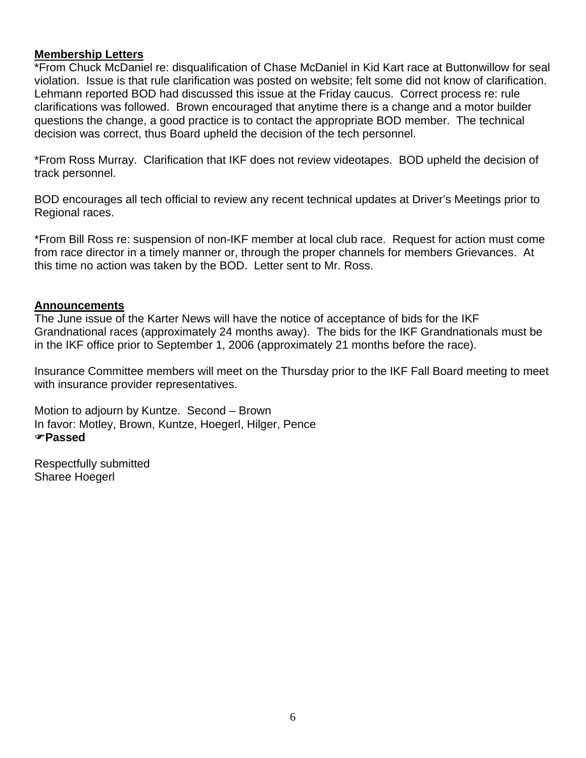**Membership Letters**

*From Chuck McDaniel re: disqualification of Chase McDaniel in Kid Kart race at Buttonwillow for seal violation. Issue is that rule clarification was posted on website; felt some did not know of clarification. Lehmann reported BOD had discussed this issue at the Friday caucus. Correct process re: rule clarifications was followed. Brown encouraged that anytime there is a change and a motor builder questions the change, a good practice is to contact the appropriate BOD member. The technical decision was correct, thus Board upheld the decision of the tech personnel.

*From Ross Murray. Clarification that IKF does not review videotapes. BOD upheld the decision of track personnel.

BOD encourages all tech official to review any recent technical updates at Driver's Meetings prior to Regional races.

*From Bill Ross re: suspension of non-IKF member at local club race. Request for action must come from race director in a timely manner or, through the proper channels for members Grievances. At this time no action was taken by the BOD. Letter sent to Mr. Ross.

**Announcements**

The June issue of the Karter News will have the notice of acceptance of bids for the IKF Grandnational races (approximately 24 months away). The bids for the IKF Grandnationals must be in the IKF office prior to September 1, 2006 (approximately 21 months before the race).

Insurance Committee members will meet on the Thursday prior to the IKF Fall Board meeting to meet with insurance provider representatives.

Motion to adjourn by Kuntze. Second – Brown
In favor: Motley, Brown, Kuntze, Hoegerl, Hilger, Pence
☞**Passed**

Respectfully submitted
Sharee Hoegerl